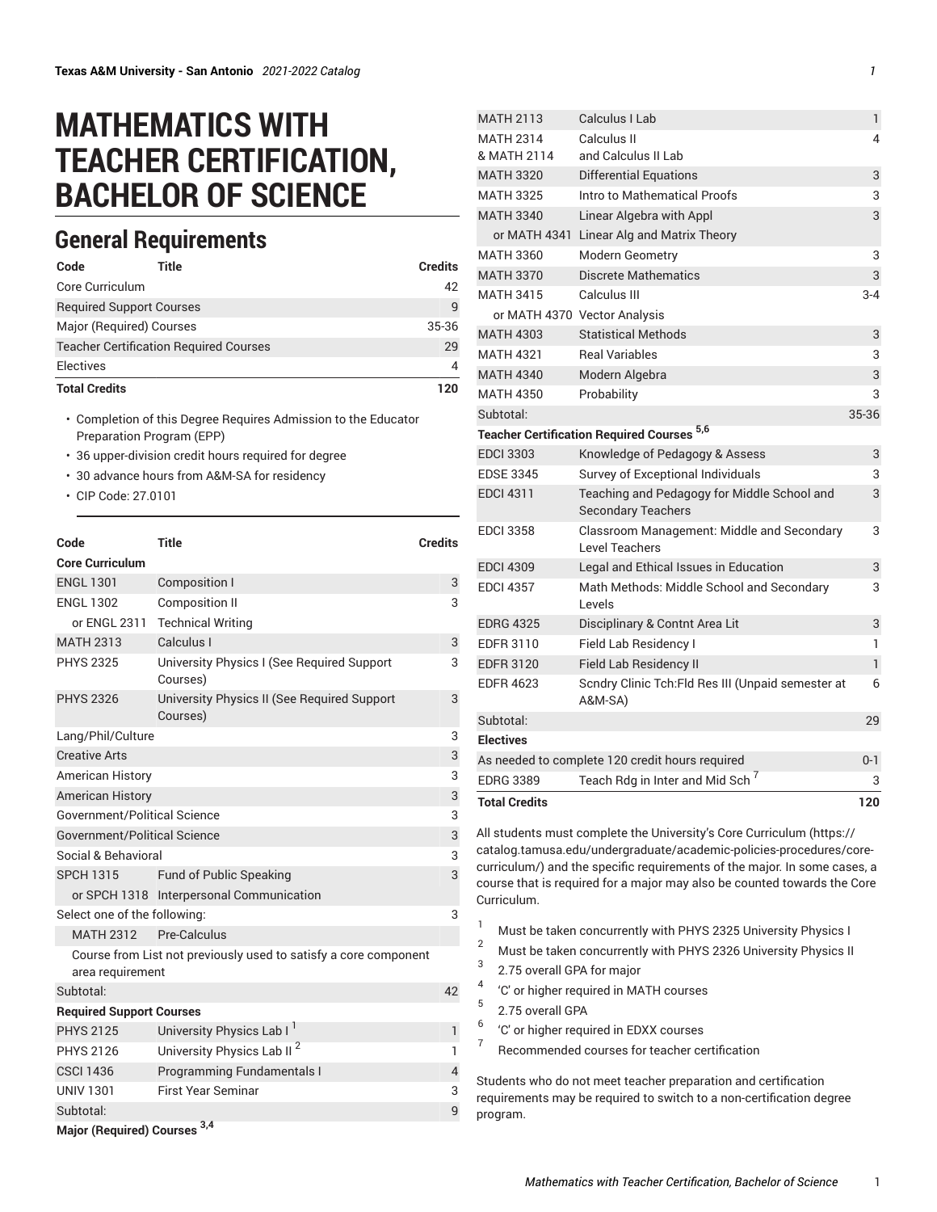# MATHEMATICS WITH TEACHER CERTIFICATION, BACHELOR OF SCIENCE

## General Requirements

| Code | Title | Credits |
|---|---|---|
| Core Curriculum | | 42 |
| Required Support Courses | | 9 |
| Major (Required) Courses | | 35-36 |
| Teacher Certification Required Courses | | 29 |
| Electives | | 4 |
| **Total Credits** | | **120** |

- Completion of this Degree Requires Admission to the Educator Preparation Program (EPP)
- 36 upper-division credit hours required for degree
- 30 advance hours from A&M-SA for residency
- CIP Code: 27.0101

| Code | Title | Credits |
|---|---|---|
| **Core Curriculum** | | |
| ENGL 1301 | Composition I | 3 |
| ENGL 1302 | Composition II | 3 |
| or ENGL 2311 | Technical Writing | |
| MATH 2313 | Calculus I | 3 |
| PHYS 2325 | University Physics I (See Required Support Courses) | 3 |
| PHYS 2326 | University Physics II (See Required Support Courses) | 3 |
| Lang/Phil/Culture | | 3 |
| Creative Arts | | 3 |
| American History | | 3 |
| American History | | 3 |
| Government/Political Science | | 3 |
| Government/Political Science | | 3 |
| Social & Behavioral | | 3 |
| SPCH 1315 | Fund of Public Speaking | 3 |
| or SPCH 1318 | Interpersonal Communication | |
| Select one of the following: | | 3 |
| MATH 2312 | Pre-Calculus | |
| Course from List not previously used to satisfy a core component area requirement | | |
| Subtotal: | | 42 |
| **Required Support Courses** | | |
| PHYS 2125 | University Physics Lab I [1] | 1 |
| PHYS 2126 | University Physics Lab II [2] | 1 |
| CSCI 1436 | Programming Fundamentals I | 4 |
| UNIV 1301 | First Year Seminar | 3 |
| Subtotal: | | 9 |
| **Major (Required) Courses [3,4]** | | |
| MATH 2113 | Calculus I Lab | 1 |
| MATH 2314 & MATH 2114 | Calculus II and Calculus II Lab | 4 |
| MATH 3320 | Differential Equations | 3 |
| MATH 3325 | Intro to Mathematical Proofs | 3 |
| MATH 3340 | Linear Algebra with Appl | 3 |
| or MATH 4341 | Linear Alg and Matrix Theory | |
| MATH 3360 | Modern Geometry | 3 |
| MATH 3370 | Discrete Mathematics | 3 |
| MATH 3415 | Calculus III | 3-4 |
| or MATH 4370 | Vector Analysis | |
| MATH 4303 | Statistical Methods | 3 |
| MATH 4321 | Real Variables | 3 |
| MATH 4340 | Modern Algebra | 3 |
| MATH 4350 | Probability | 3 |
| Subtotal: | | 35-36 |
| **Teacher Certification Required Courses [5,6]** | | |
| EDCI 3303 | Knowledge of Pedagogy & Assess | 3 |
| EDSE 3345 | Survey of Exceptional Individuals | 3 |
| EDCI 4311 | Teaching and Pedagogy for Middle School and Secondary Teachers | 3 |
| EDCI 3358 | Classroom Management: Middle and Secondary Level Teachers | 3 |
| EDCI 4309 | Legal and Ethical Issues in Education | 3 |
| EDCI 4357 | Math Methods: Middle School and Secondary Levels | 3 |
| EDRG 4325 | Disciplinary & Contnt Area Lit | 3 |
| EDFR 3110 | Field Lab Residency I | 1 |
| EDFR 3120 | Field Lab Residency II | 1 |
| EDFR 4623 | Scndry Clinic Tch:Fld Res III (Unpaid semester at A&M-SA) | 6 |
| Subtotal: | | 29 |
| **Electives** | | |
| As needed to complete 120 credit hours required | | 0-1 |
| EDRG 3389 | Teach Rdg in Inter and Mid Sch [7] | 3 |
| **Total Credits** | | **120** |

All students must complete the University's Core Curriculum (https://catalog.tamusa.edu/undergraduate/academic-policies-procedures/core-curriculum/) and the specific requirements of the major. In some cases, a course that is required for a major may also be counted towards the Core Curriculum.

1. Must be taken concurrently with PHYS 2325 University Physics I
2. Must be taken concurrently with PHYS 2326 University Physics II
3. 2.75 overall GPA for major
4. 'C' or higher required in MATH courses
5. 2.75 overall GPA
6. 'C' or higher required in EDXX courses
7. Recommended courses for teacher certification

Students who do not meet teacher preparation and certification requirements may be required to switch to a non-certification degree program.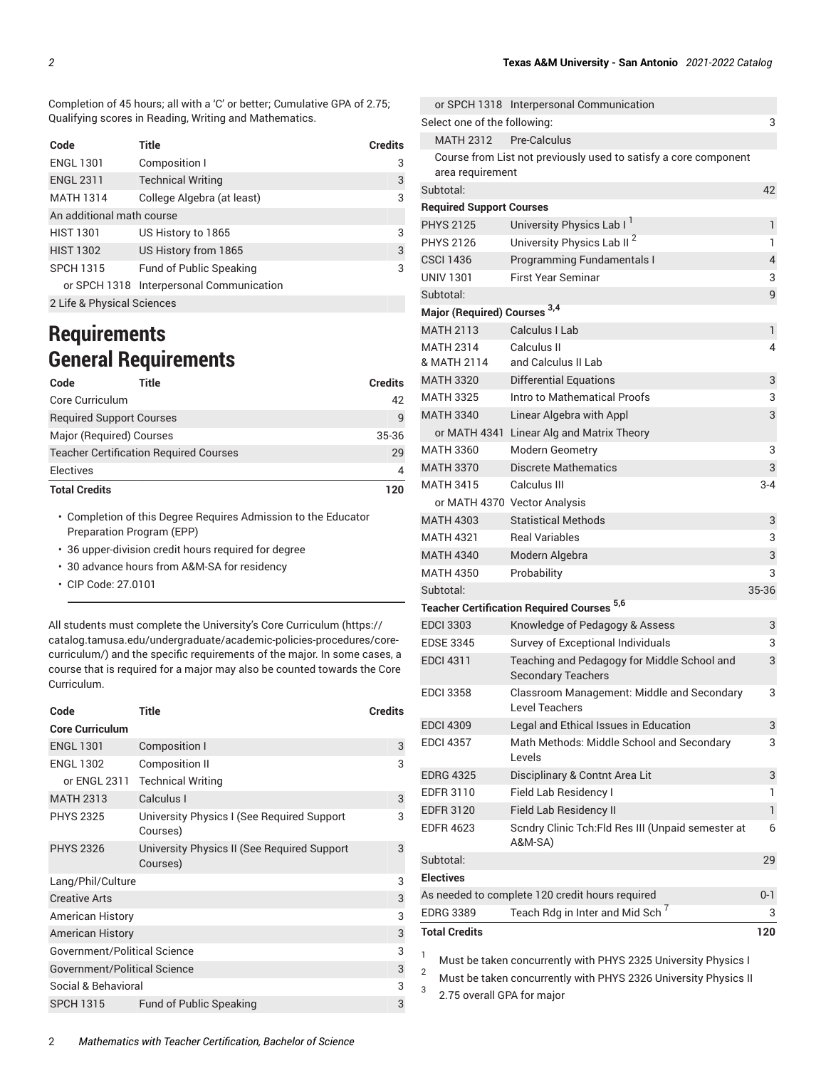Completion of 45 hours; all with a 'C' or better; Cumulative GPA of 2.75; Qualifying scores in Reading, Writing and Mathematics.

| Code | Title | Credits |
|---|---|---|
| ENGL 1301 | Composition I | 3 |
| ENGL 2311 | Technical Writing | 3 |
| MATH 1314 | College Algebra (at least) | 3 |
| An additional math course | | |
| HIST 1301 | US History to 1865 | 3 |
| HIST 1302 | US History from 1865 | 3 |
| SPCH 1315 | Fund of Public Speaking | 3 |
| or SPCH 1318 | Interpersonal Communication | |
| 2 Life & Physical Sciences | | |

# Requirements

## General Requirements

| Code | Title | Credits |
|---|---|---|
| Core Curriculum | | 42 |
| Required Support Courses | | 9 |
| Major (Required) Courses | | 35-36 |
| Teacher Certification Required Courses | | 29 |
| Electives | | 4 |
| **Total Credits** | | **120** |

- Completion of this Degree Requires Admission to the Educator Preparation Program (EPP)
- 36 upper-division credit hours required for degree
- 30 advance hours from A&M-SA for residency
- CIP Code: 27.0101

All students must complete the University's Core Curriculum (https://catalog.tamusa.edu/undergraduate/academic-policies-procedures/core-curriculum/) and the specific requirements of the major. In some cases, a course that is required for a major may also be counted towards the Core Curriculum.

| Code | Title | Credits |
|---|---|---|
| **Core Curriculum** | | |
| ENGL 1301 | Composition I | 3 |
| ENGL 1302 | Composition II | 3 |
| or ENGL 2311 | Technical Writing | |
| MATH 2313 | Calculus I | 3 |
| PHYS 2325 | University Physics I (See Required Support Courses) | 3 |
| PHYS 2326 | University Physics II (See Required Support Courses) | 3 |
| Lang/Phil/Culture | | 3 |
| Creative Arts | | 3 |
| American History | | 3 |
| American History | | 3 |
| Government/Political Science | | 3 |
| Government/Political Science | | 3 |
| Social & Behavioral | | 3 |
| SPCH 1315 | Fund of Public Speaking | 3 |
| or SPCH 1318 | Interpersonal Communication | |
| Select one of the following: | | 3 |
| MATH 2312 | Pre-Calculus | |
| Course from List not previously used to satisfy a core component area requirement | | |
| Subtotal: | | 42 |
| **Required Support Courses** | | |
| PHYS 2125 | University Physics Lab I [1] | 1 |
| PHYS 2126 | University Physics Lab II [2] | 1 |
| CSCI 1436 | Programming Fundamentals I | 4 |
| UNIV 1301 | First Year Seminar | 3 |
| Subtotal: | | 9 |
| **Major (Required) Courses [3,4]** | | |
| MATH 2113 | Calculus I Lab | 1 |
| MATH 2314 & MATH 2114 | Calculus II and Calculus II Lab | 4 |
| MATH 3320 | Differential Equations | 3 |
| MATH 3325 | Intro to Mathematical Proofs | 3 |
| MATH 3340 | Linear Algebra with Appl | 3 |
| or MATH 4341 | Linear Alg and Matrix Theory | |
| MATH 3360 | Modern Geometry | 3 |
| MATH 3370 | Discrete Mathematics | 3 |
| MATH 3415 | Calculus III | 3-4 |
| or MATH 4370 | Vector Analysis | |
| MATH 4303 | Statistical Methods | 3 |
| MATH 4321 | Real Variables | 3 |
| MATH 4340 | Modern Algebra | 3 |
| MATH 4350 | Probability | 3 |
| Subtotal: | | 35-36 |
| **Teacher Certification Required Courses [5,6]** | | |
| EDCI 3303 | Knowledge of Pedagogy & Assess | 3 |
| EDSE 3345 | Survey of Exceptional Individuals | 3 |
| EDCI 4311 | Teaching and Pedagogy for Middle School and Secondary Teachers | 3 |
| EDCI 3358 | Classroom Management: Middle and Secondary Level Teachers | 3 |
| EDCI 4309 | Legal and Ethical Issues in Education | 3 |
| EDCI 4357 | Math Methods: Middle School and Secondary Levels | 3 |
| EDRG 4325 | Disciplinary & Contnt Area Lit | 3 |
| EDFR 3110 | Field Lab Residency I | 1 |
| EDFR 3120 | Field Lab Residency II | 1 |
| EDFR 4623 | Scndry Clinic Tch:Fld Res III (Unpaid semester at A&M-SA) | 6 |
| Subtotal: | | 29 |
| **Electives** | | |
| As needed to complete 120 credit hours required | | 0-1 |
| EDRG 3389 | Teach Rdg in Inter and Mid Sch [7] | 3 |
| **Total Credits** | | **120** |

1. Must be taken concurrently with PHYS 2325 University Physics I
2. Must be taken concurrently with PHYS 2326 University Physics II
3. 2.75 overall GPA for major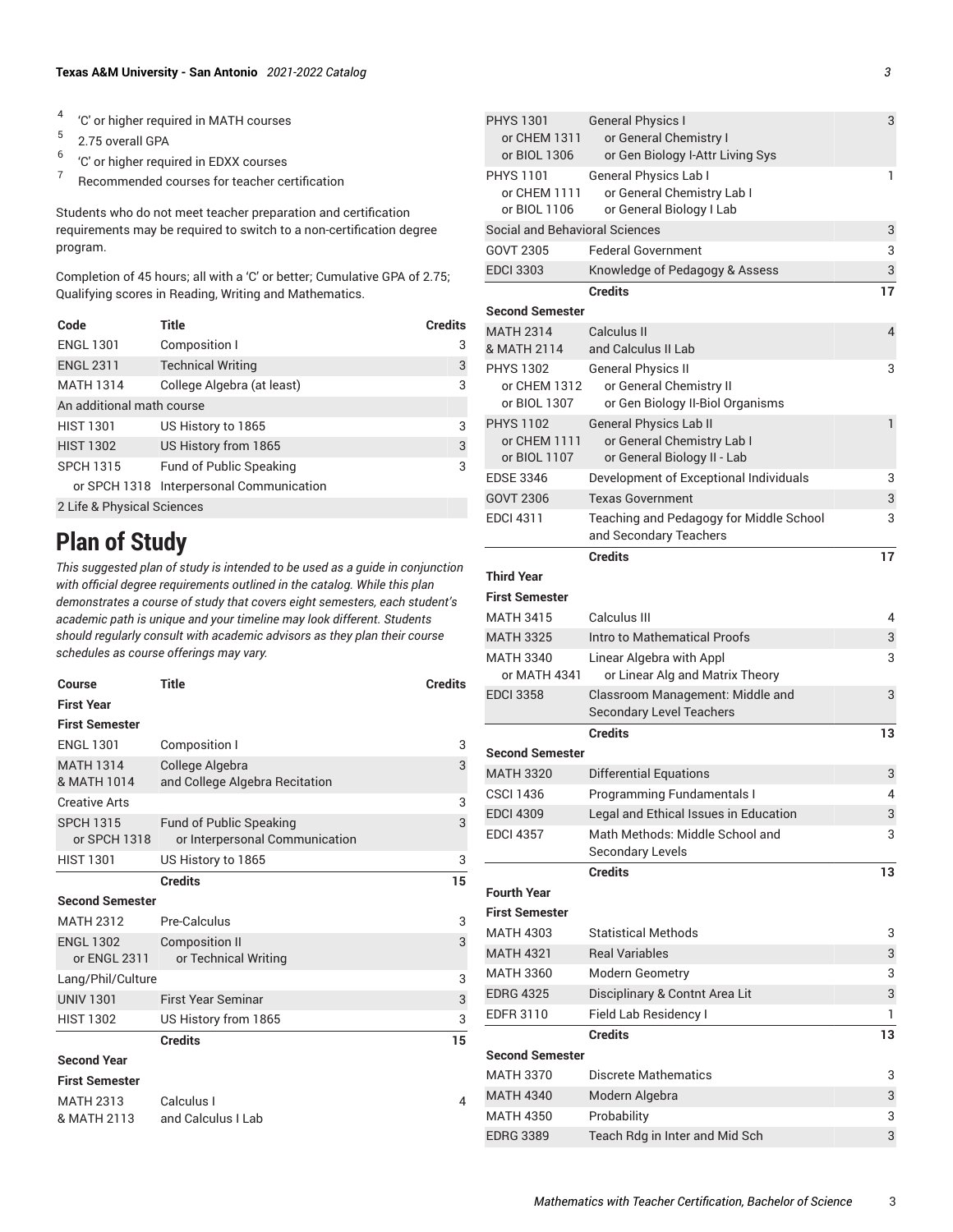4. 'C' or higher required in MATH courses
5. 2.75 overall GPA
6. 'C' or higher required in EDXX courses
7. Recommended courses for teacher certification

Students who do not meet teacher preparation and certification requirements may be required to switch to a non-certification degree program.

Completion of 45 hours; all with a 'C' or better; Cumulative GPA of 2.75; Qualifying scores in Reading, Writing and Mathematics.

| Code | Title | Credits |
|---|---|---|
| ENGL 1301 | Composition I | 3 |
| ENGL 2311 | Technical Writing | 3 |
| MATH 1314 | College Algebra (at least) | 3 |
| An additional math course | | |
| HIST 1301 | US History to 1865 | 3 |
| HIST 1302 | US History from 1865 | 3 |
| SPCH 1315 | Fund of Public Speaking | 3 |
| or SPCH 1318 | Interpersonal Communication | |
| 2 Life & Physical Sciences | | |

# Plan of Study

*This suggested plan of study is intended to be used as a guide in conjunction with official degree requirements outlined in the catalog. While this plan demonstrates a course of study that covers eight semesters, each student's academic path is unique and your timeline may look different. Students should regularly consult with academic advisors as they plan their course schedules as course offerings may vary.*

| Course | Title | Credits |
|---|---|---|
| **First Year** | | |
| **First Semester** | | |
| ENGL 1301 | Composition I | 3 |
| MATH 1314 & MATH 1014 | College Algebra and College Algebra Recitation | 3 |
| Creative Arts | | 3 |
| SPCH 1315 or SPCH 1318 | Fund of Public Speaking or Interpersonal Communication | 3 |
| HIST 1301 | US History to 1865 | 3 |
| | **Credits** | **15** |
| **Second Semester** | | |
| MATH 2312 | Pre-Calculus | 3 |
| ENGL 1302 or ENGL 2311 | Composition II or Technical Writing | 3 |
| Lang/Phil/Culture | | 3 |
| UNIV 1301 | First Year Seminar | 3 |
| HIST 1302 | US History from 1865 | 3 |
| | **Credits** | **15** |
| **Second Year** | | |
| **First Semester** | | |
| MATH 2313 & MATH 2113 | Calculus I and Calculus I Lab | 4 |
| PHYS 1301 or CHEM 1311 or BIOL 1306 | General Physics I or General Chemistry I or Gen Biology I-Attr Living Sys | 3 |
| PHYS 1101 or CHEM 1111 or BIOL 1106 | General Physics Lab I or General Chemistry Lab I or General Biology I Lab | 1 |
| Social and Behavioral Sciences | | 3 |
| GOVT 2305 | Federal Government | 3 |
| EDCI 3303 | Knowledge of Pedagogy & Assess | 3 |
| | **Credits** | **17** |
| **Second Semester** | | |
| MATH 2314 & MATH 2114 | Calculus II and Calculus II Lab | 4 |
| PHYS 1302 or CHEM 1312 or BIOL 1307 | General Physics II or General Chemistry II or Gen Biology II-Biol Organisms | 3 |
| PHYS 1102 or CHEM 1111 or BIOL 1107 | General Physics Lab II or General Chemistry Lab I or General Biology II - Lab | 1 |
| EDSE 3346 | Development of Exceptional Individuals | 3 |
| GOVT 2306 | Texas Government | 3 |
| EDCI 4311 | Teaching and Pedagogy for Middle School and Secondary Teachers | 3 |
| | **Credits** | **17** |
| **Third Year** | | |
| **First Semester** | | |
| MATH 3415 | Calculus III | 4 |
| MATH 3325 | Intro to Mathematical Proofs | 3 |
| MATH 3340 or MATH 4341 | Linear Algebra with Appl or Linear Alg and Matrix Theory | 3 |
| EDCI 3358 | Classroom Management: Middle and Secondary Level Teachers | 3 |
| | **Credits** | **13** |
| **Second Semester** | | |
| MATH 3320 | Differential Equations | 3 |
| CSCI 1436 | Programming Fundamentals I | 4 |
| EDCI 4309 | Legal and Ethical Issues in Education | 3 |
| EDCI 4357 | Math Methods: Middle School and Secondary Levels | 3 |
| | **Credits** | **13** |
| **Fourth Year** | | |
| **First Semester** | | |
| MATH 4303 | Statistical Methods | 3 |
| MATH 4321 | Real Variables | 3 |
| MATH 3360 | Modern Geometry | 3 |
| EDRG 4325 | Disciplinary & Contnt Area Lit | 3 |
| EDFR 3110 | Field Lab Residency I | 1 |
| | **Credits** | **13** |
| **Second Semester** | | |
| MATH 3370 | Discrete Mathematics | 3 |
| MATH 4340 | Modern Algebra | 3 |
| MATH 4350 | Probability | 3 |
| EDRG 3389 | Teach Rdg in Inter and Mid Sch | 3 |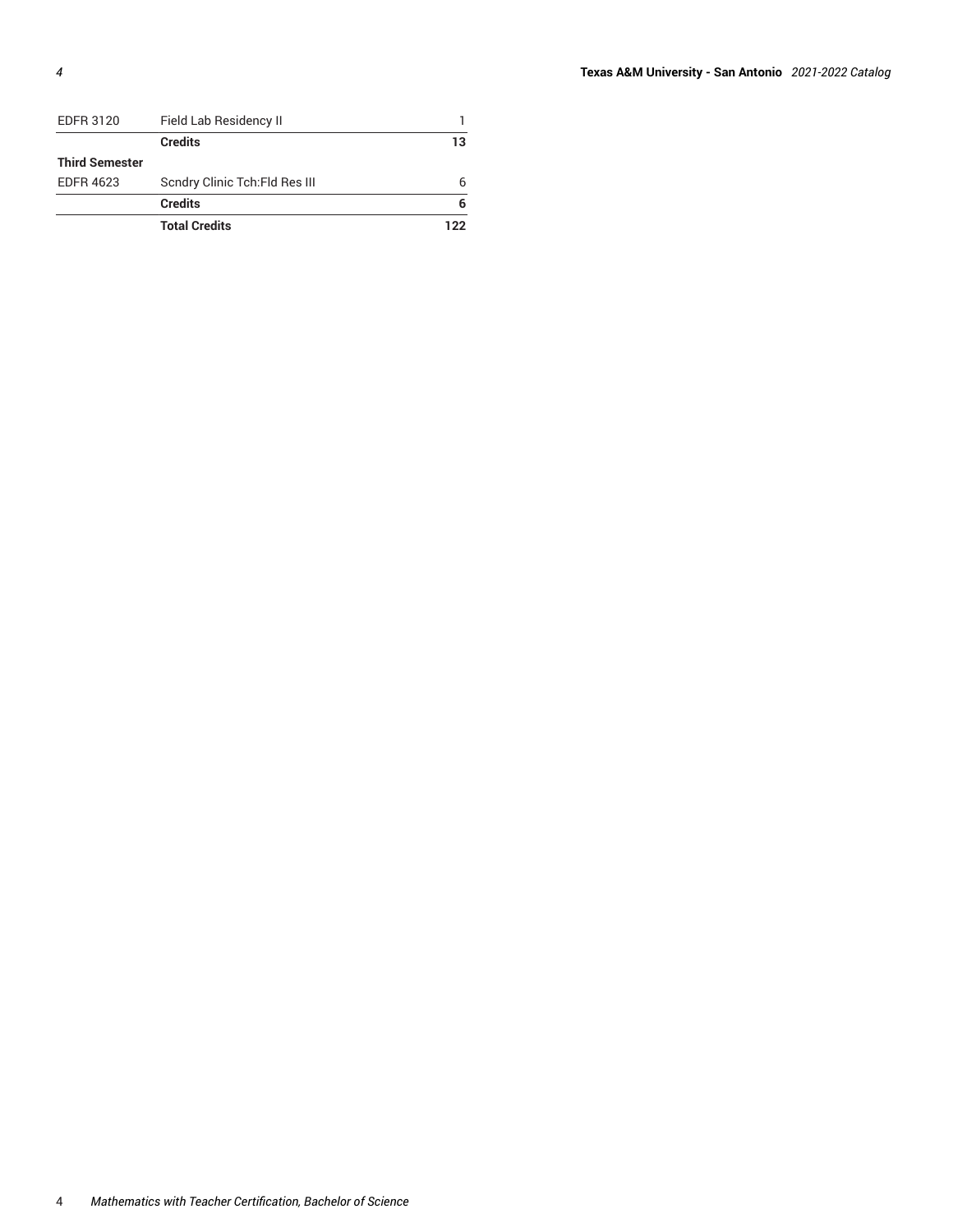| | | |
|---|---|---|
| EDFR 3120 | Field Lab Residency II | 1 |
| | **Credits** | **13** |
| **Third Semester** | | |
| EDFR 4623 | Scndry Clinic Tch:Fld Res III | 6 |
| | **Credits** | **6** |
| | **Total Credits** | **122** |